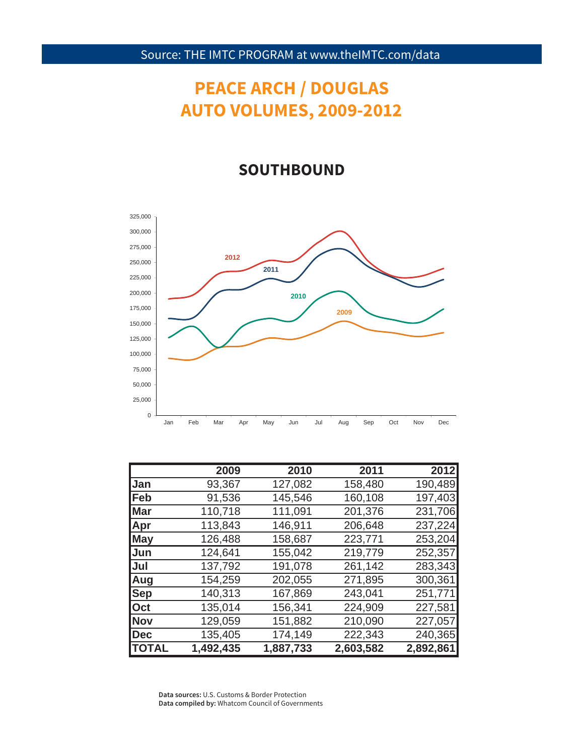Source: THE IMTC PROGRAM at www.theIMTC.com/data

# PEACE ARCH / DOUGLAS
# AUTO VOLUMES, 2009-2012

## SOUTHBOUND

| | 2009 | 2010 | 2011 | 2012 |
|---|---|---|---|---|
| **Jan** | 93,367 | 127,082 | 158,480 | 190,489 |
| **Feb** | 91,536 | 145,546 | 160,108 | 197,403 |
| **Mar** | 110,718 | 111,091 | 201,376 | 231,706 |
| **Apr** | 113,843 | 146,911 | 206,648 | 237,224 |
| **May** | 126,488 | 158,687 | 223,771 | 253,204 |
| **Jun** | 124,641 | 155,042 | 219,779 | 252,357 |
| **Jul** | 137,792 | 191,078 | 261,142 | 283,343 |
| **Aug** | 154,259 | 202,055 | 271,895 | 300,361 |
| **Sep** | 140,313 | 167,869 | 243,041 | 251,771 |
| **Oct** | 135,014 | 156,341 | 224,909 | 227,581 |
| **Nov** | 129,059 | 151,882 | 210,090 | 227,057 |
| **Dec** | 135,405 | 174,149 | 222,343 | 240,365 |
| **TOTAL** | **1,492,435** | **1,887,733** | **2,603,582** | **2,892,861** |

**Data sources:** U.S. Customs & Border Protection
**Data compiled by:** Whatcom Council of Governments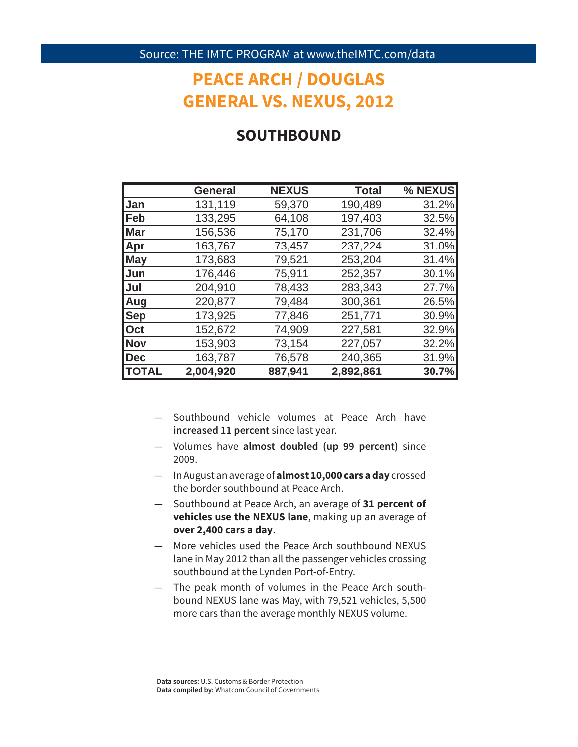Source: THE IMTC PROGRAM at www.theIMTC.com/data

# PEACE ARCH / DOUGLAS GENERAL VS. NEXUS, 2012

## SOUTHBOUND

| | General | NEXUS | Total | % NEXUS |
|---|---|---|---|---|
| Jan | 131,119 | 59,370 | 190,489 | 31.2% |
| Feb | 133,295 | 64,108 | 197,403 | 32.5% |
| Mar | 156,536 | 75,170 | 231,706 | 32.4% |
| Apr | 163,767 | 73,457 | 237,224 | 31.0% |
| May | 173,683 | 79,521 | 253,204 | 31.4% |
| Jun | 176,446 | 75,911 | 252,357 | 30.1% |
| Jul | 204,910 | 78,433 | 283,343 | 27.7% |
| Aug | 220,877 | 79,484 | 300,361 | 26.5% |
| Sep | 173,925 | 77,846 | 251,771 | 30.9% |
| Oct | 152,672 | 74,909 | 227,581 | 32.9% |
| Nov | 153,903 | 73,154 | 227,057 | 32.2% |
| Dec | 163,787 | 76,578 | 240,365 | 31.9% |
| **TOTAL** | **2,004,920** | **887,941** | **2,892,861** | **30.7%** |

- Southbound vehicle volumes at Peace Arch have **increased 11 percent** since last year.
- Volumes have **almost doubled (up 99 percent)** since 2009.
- In August an average of **almost 10,000 cars a day** crossed the border southbound at Peace Arch.
- Southbound at Peace Arch, an average of **31 percent of vehicles use the NEXUS lane**, making up an average of **over 2,400 cars a day**.
- More vehicles used the Peace Arch southbound NEXUS lane in May 2012 than all the passenger vehicles crossing southbound at the Lynden Port-of-Entry.
- The peak month of volumes in the Peace Arch southbound NEXUS lane was May, with 79,521 vehicles, 5,500 more cars than the average monthly NEXUS volume.

**Data sources:** U.S. Customs & Border Protection
**Data compiled by:** Whatcom Council of Governments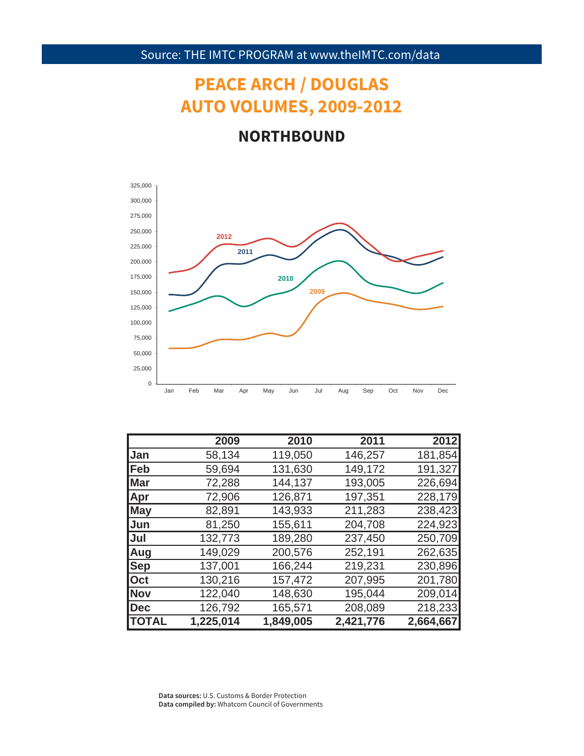Source: THE IMTC PROGRAM at www.theIMTC.com/data

# PEACE ARCH / DOUGLAS AUTO VOLUMES, 2009-2012

## NORTHBOUND

| | 2009 | 2010 | 2011 | 2012 |
|---|---|---|---|---|
| Jan | 58,134 | 119,050 | 146,257 | 181,854 |
| Feb | 59,694 | 131,630 | 149,172 | 191,327 |
| Mar | 72,288 | 144,137 | 193,005 | 226,694 |
| Apr | 72,906 | 126,871 | 197,351 | 228,179 |
| May | 82,891 | 143,933 | 211,283 | 238,423 |
| Jun | 81,250 | 155,611 | 204,708 | 224,923 |
| Jul | 132,773 | 189,280 | 237,450 | 250,709 |
| Aug | 149,029 | 200,576 | 252,191 | 262,635 |
| Sep | 137,001 | 166,244 | 219,231 | 230,896 |
| Oct | 130,216 | 157,472 | 207,995 | 201,780 |
| Nov | 122,040 | 148,630 | 195,044 | 209,014 |
| Dec | 126,792 | 165,571 | 208,089 | 218,233 |
| **TOTAL** | **1,225,014** | **1,849,005** | **2,421,776** | **2,664,667** |

**Data sources:** U.S. Customs & Border Protection
**Data compiled by:** Whatcom Council of Governments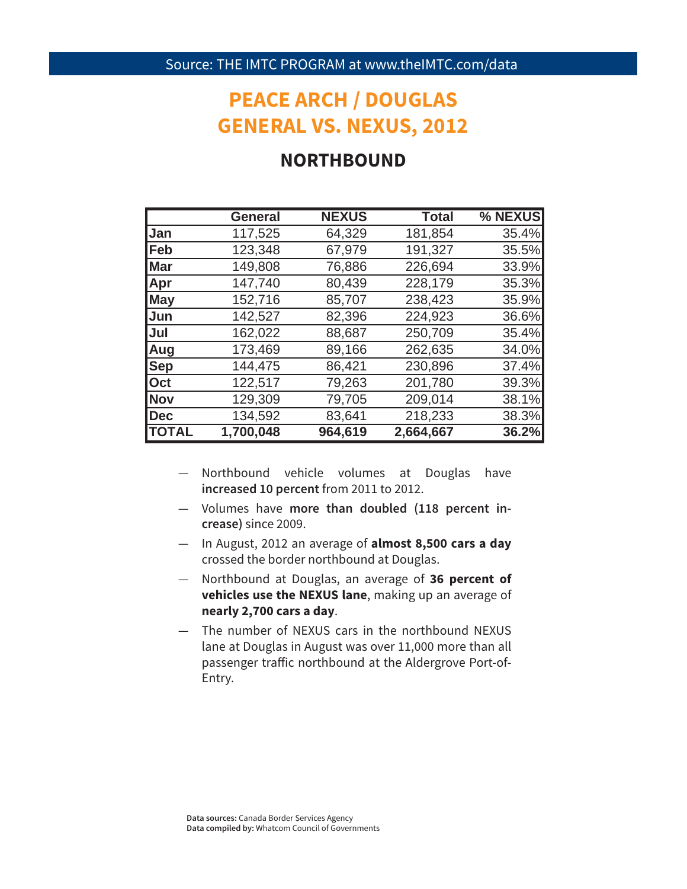Source: THE IMTC PROGRAM at www.theIMTC.com/data

# PEACE ARCH / DOUGLAS GENERAL VS. NEXUS, 2012

## NORTHBOUND

| | General | NEXUS | Total | % NEXUS |
|---|---|---|---|---|
| **Jan** | 117,525 | 64,329 | 181,854 | 35.4% |
| **Feb** | 123,348 | 67,979 | 191,327 | 35.5% |
| **Mar** | 149,808 | 76,886 | 226,694 | 33.9% |
| **Apr** | 147,740 | 80,439 | 228,179 | 35.3% |
| **May** | 152,716 | 85,707 | 238,423 | 35.9% |
| **Jun** | 142,527 | 82,396 | 224,923 | 36.6% |
| **Jul** | 162,022 | 88,687 | 250,709 | 35.4% |
| **Aug** | 173,469 | 89,166 | 262,635 | 34.0% |
| **Sep** | 144,475 | 86,421 | 230,896 | 37.4% |
| **Oct** | 122,517 | 79,263 | 201,780 | 39.3% |
| **Nov** | 129,309 | 79,705 | 209,014 | 38.1% |
| **Dec** | 134,592 | 83,641 | 218,233 | 38.3% |
| **TOTAL** | **1,700,048** | **964,619** | **2,664,667** | **36.2%** |

- Northbound vehicle volumes at Douglas have **increased 10 percent** from 2011 to 2012.
- Volumes have **more than doubled (118 percent increase)** since 2009.
- In August, 2012 an average of **almost 8,500 cars a day** crossed the border northbound at Douglas.
- Northbound at Douglas, an average of **36 percent of vehicles use the NEXUS lane**, making up an average of **nearly 2,700 cars a day**.
- The number of NEXUS cars in the northbound NEXUS lane at Douglas in August was over 11,000 more than all passenger traffic northbound at the Aldergrove Port-of-Entry.

**Data sources:** Canada Border Services Agency
**Data compiled by:** Whatcom Council of Governments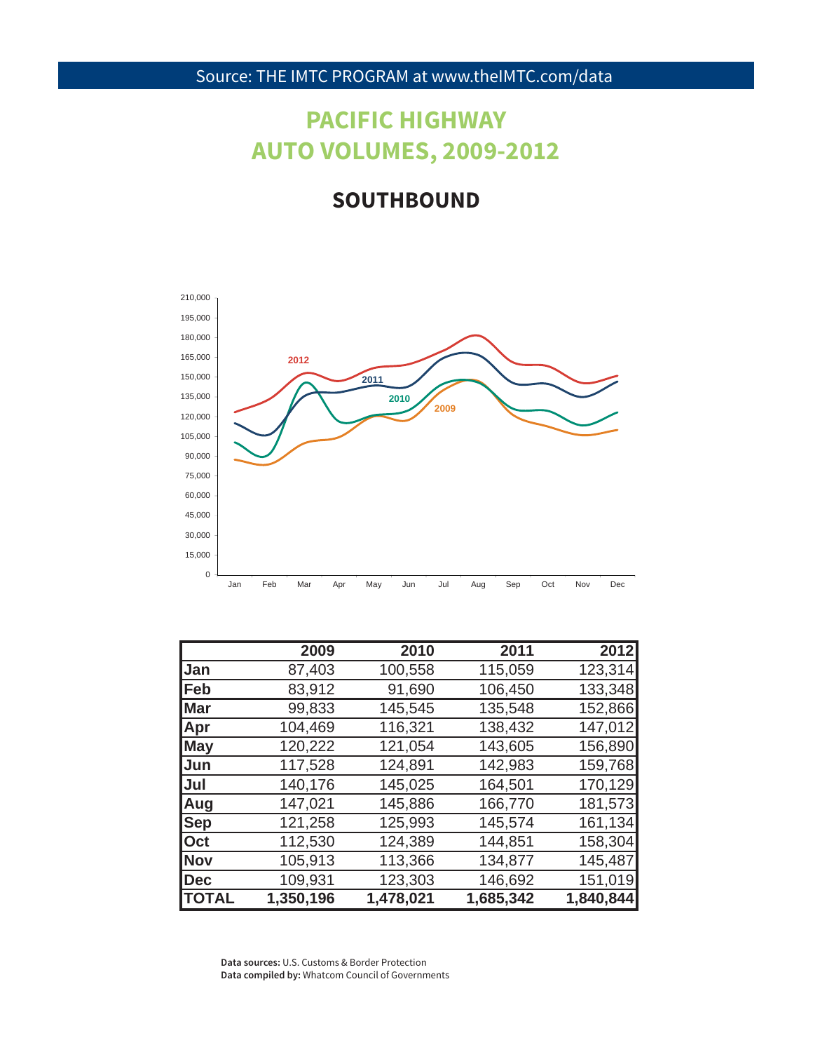Source: THE IMTC PROGRAM at www.theIMTC.com/data

# PACIFIC HIGHWAY AUTO VOLUMES, 2009-2012

## SOUTHBOUND

| | 2009 | 2010 | 2011 | 2012 |
|---|---|---|---|---|
| **Jan** | 87,403 | 100,558 | 115,059 | 123,314 |
| **Feb** | 83,912 | 91,690 | 106,450 | 133,348 |
| **Mar** | 99,833 | 145,545 | 135,548 | 152,866 |
| **Apr** | 104,469 | 116,321 | 138,432 | 147,012 |
| **May** | 120,222 | 121,054 | 143,605 | 156,890 |
| **Jun** | 117,528 | 124,891 | 142,983 | 159,768 |
| **Jul** | 140,176 | 145,025 | 164,501 | 170,129 |
| **Aug** | 147,021 | 145,886 | 166,770 | 181,573 |
| **Sep** | 121,258 | 125,993 | 145,574 | 161,134 |
| **Oct** | 112,530 | 124,389 | 144,851 | 158,304 |
| **Nov** | 105,913 | 113,366 | 134,877 | 145,487 |
| **Dec** | 109,931 | 123,303 | 146,692 | 151,019 |
| **TOTAL** | **1,350,196** | **1,478,021** | **1,685,342** | **1,840,844** |

**Data sources:** U.S. Customs & Border Protection
**Data compiled by:** Whatcom Council of Governments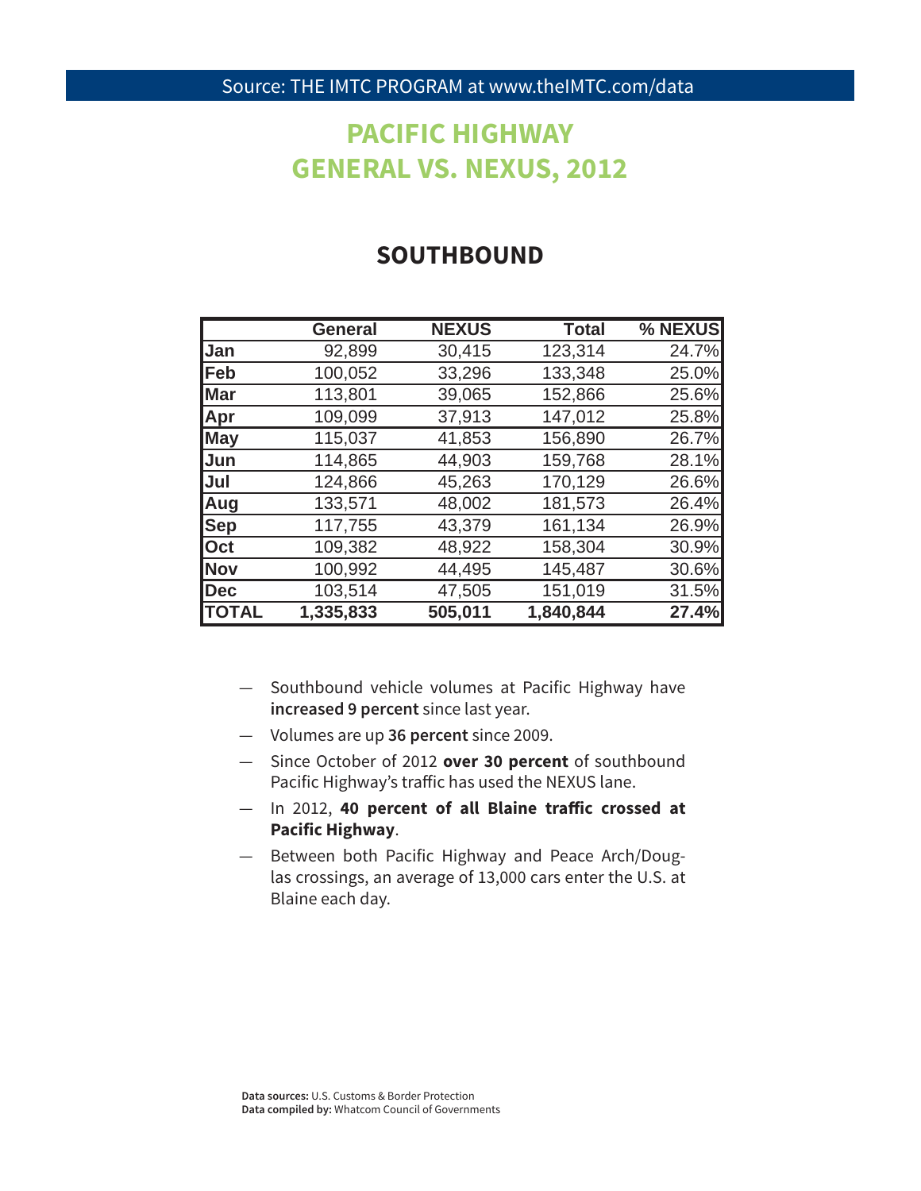Source: THE IMTC PROGRAM at www.theIMTC.com/data

# PACIFIC HIGHWAY GENERAL VS. NEXUS, 2012

## SOUTHBOUND

| | General | NEXUS | Total | % NEXUS |
|---|---|---|---|---|
| **Jan** | 92,899 | 30,415 | 123,314 | 24.7% |
| **Feb** | 100,052 | 33,296 | 133,348 | 25.0% |
| **Mar** | 113,801 | 39,065 | 152,866 | 25.6% |
| **Apr** | 109,099 | 37,913 | 147,012 | 25.8% |
| **May** | 115,037 | 41,853 | 156,890 | 26.7% |
| **Jun** | 114,865 | 44,903 | 159,768 | 28.1% |
| **Jul** | 124,866 | 45,263 | 170,129 | 26.6% |
| **Aug** | 133,571 | 48,002 | 181,573 | 26.4% |
| **Sep** | 117,755 | 43,379 | 161,134 | 26.9% |
| **Oct** | 109,382 | 48,922 | 158,304 | 30.9% |
| **Nov** | 100,992 | 44,495 | 145,487 | 30.6% |
| **Dec** | 103,514 | 47,505 | 151,019 | 31.5% |
| **TOTAL** | **1,335,833** | **505,011** | **1,840,844** | **27.4%** |

- Southbound vehicle volumes at Pacific Highway have **increased 9 percent** since last year.
- Volumes are up **36 percent** since 2009.
- Since October of 2012 **over 30 percent** of southbound Pacific Highway's traffic has used the NEXUS lane.
- In 2012, **40 percent of all Blaine traffic crossed at Pacific Highway**.
- Between both Pacific Highway and Peace Arch/Douglas crossings, an average of 13,000 cars enter the U.S. at Blaine each day.

**Data sources:** U.S. Customs & Border Protection
**Data compiled by:** Whatcom Council of Governments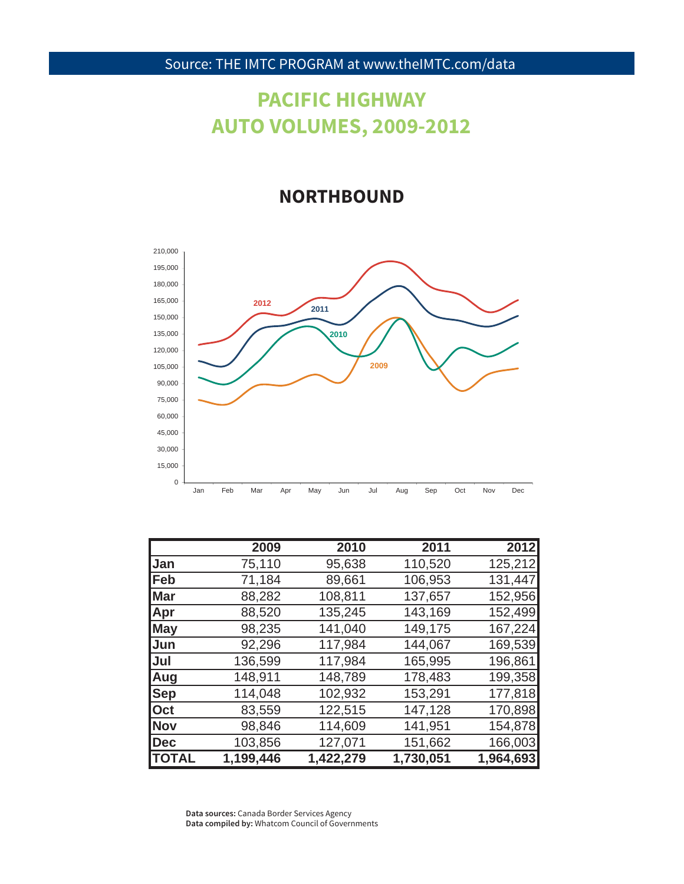Source: THE IMTC PROGRAM at www.theIMTC.com/data

# PACIFIC HIGHWAY AUTO VOLUMES, 2009-2012

## NORTHBOUND

| | 2009 | 2010 | 2011 | 2012 |
|---|---|---|---|---|
| **Jan** | 75,110 | 95,638 | 110,520 | 125,212 |
| **Feb** | 71,184 | 89,661 | 106,953 | 131,447 |
| **Mar** | 88,282 | 108,811 | 137,657 | 152,956 |
| **Apr** | 88,520 | 135,245 | 143,169 | 152,499 |
| **May** | 98,235 | 141,040 | 149,175 | 167,224 |
| **Jun** | 92,296 | 117,984 | 144,067 | 169,539 |
| **Jul** | 136,599 | 117,984 | 165,995 | 196,861 |
| **Aug** | 148,911 | 148,789 | 178,483 | 199,358 |
| **Sep** | 114,048 | 102,932 | 153,291 | 177,818 |
| **Oct** | 83,559 | 122,515 | 147,128 | 170,898 |
| **Nov** | 98,846 | 114,609 | 141,951 | 154,878 |
| **Dec** | 103,856 | 127,071 | 151,662 | 166,003 |
| **TOTAL** | **1,199,446** | **1,422,279** | **1,730,051** | **1,964,693** |

**Data sources:** Canada Border Services Agency
**Data compiled by:** Whatcom Council of Governments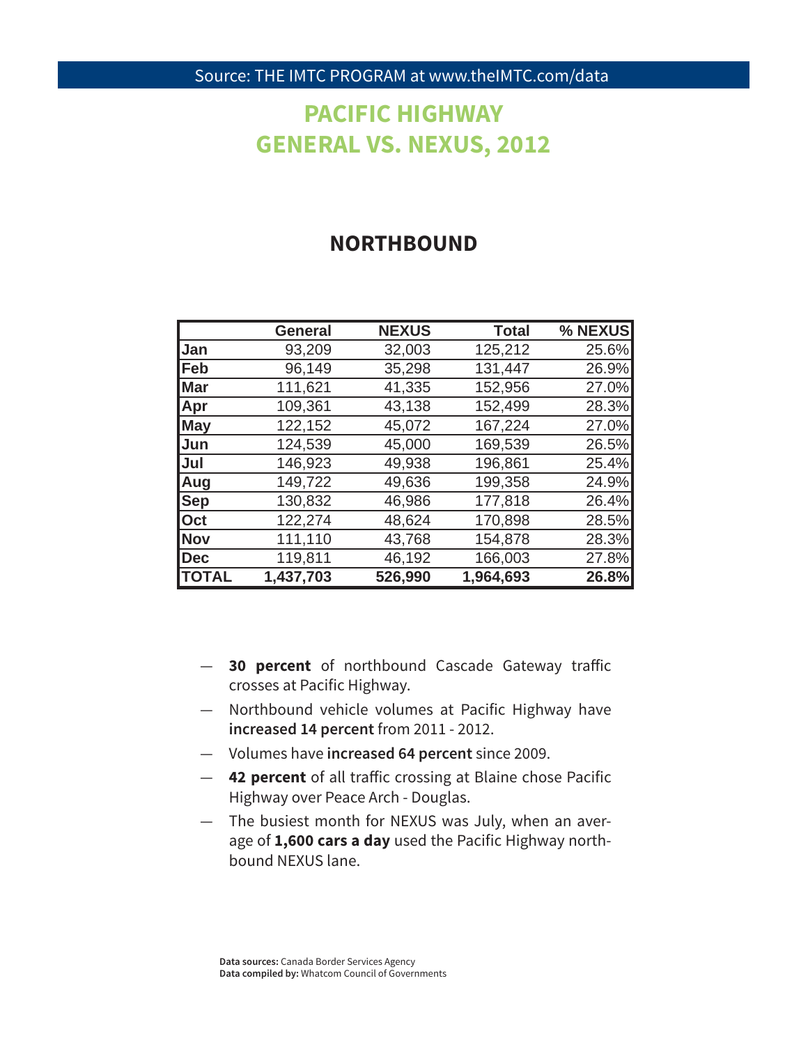Source: THE IMTC PROGRAM at www.theIMTC.com/data

# PACIFIC HIGHWAY
# GENERAL VS. NEXUS, 2012

## NORTHBOUND

| | General | NEXUS | Total | % NEXUS |
|---|---|---|---|---|
| Jan | 93,209 | 32,003 | 125,212 | 25.6% |
| Feb | 96,149 | 35,298 | 131,447 | 26.9% |
| Mar | 111,621 | 41,335 | 152,956 | 27.0% |
| Apr | 109,361 | 43,138 | 152,499 | 28.3% |
| May | 122,152 | 45,072 | 167,224 | 27.0% |
| Jun | 124,539 | 45,000 | 169,539 | 26.5% |
| Jul | 146,923 | 49,938 | 196,861 | 25.4% |
| Aug | 149,722 | 49,636 | 199,358 | 24.9% |
| Sep | 130,832 | 46,986 | 177,818 | 26.4% |
| Oct | 122,274 | 48,624 | 170,898 | 28.5% |
| Nov | 111,110 | 43,768 | 154,878 | 28.3% |
| Dec | 119,811 | 46,192 | 166,003 | 27.8% |
| **TOTAL** | **1,437,703** | **526,990** | **1,964,693** | **26.8%** |

- **30 percent** of northbound Cascade Gateway traffic crosses at Pacific Highway.
- Northbound vehicle volumes at Pacific Highway have **increased 14 percent** from 2011 - 2012.
- Volumes have **increased 64 percent** since 2009.
- **42 percent** of all traffic crossing at Blaine chose Pacific Highway over Peace Arch - Douglas.
- The busiest month for NEXUS was July, when an average of **1,600 cars a day** used the Pacific Highway northbound NEXUS lane.

**Data sources:** Canada Border Services Agency
**Data compiled by:** Whatcom Council of Governments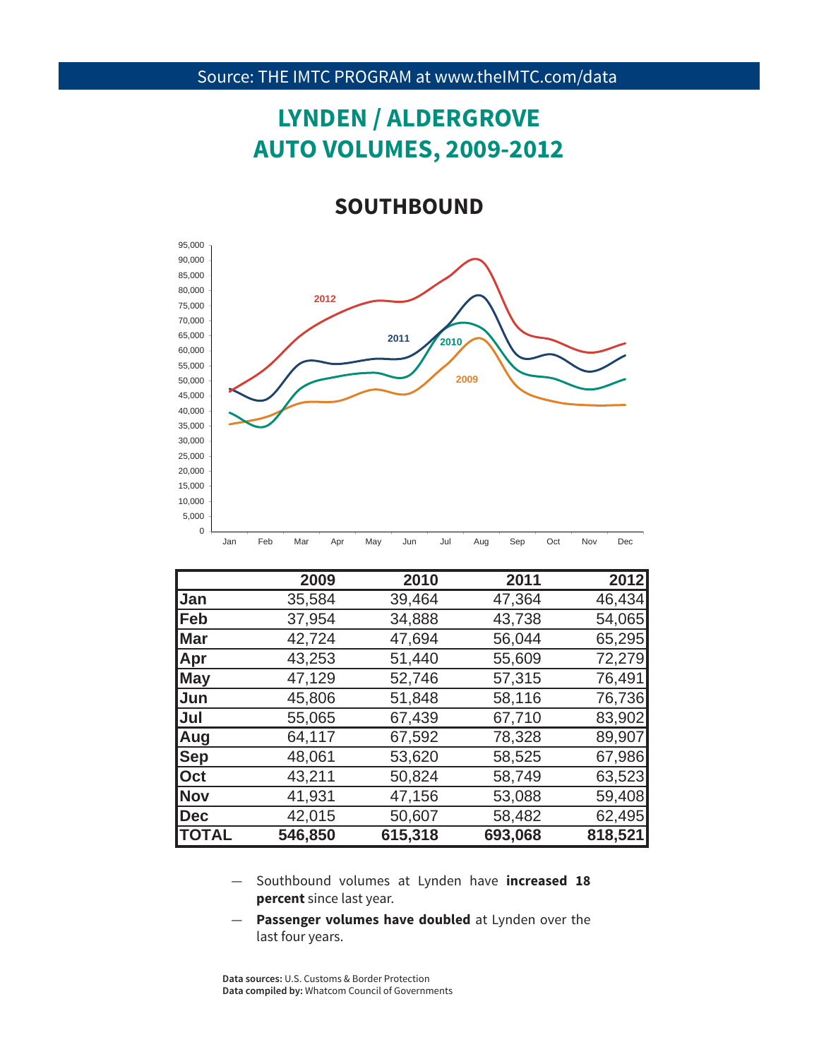Source: THE IMTC PROGRAM at www.theIMTC.com/data

# LYNDEN / ALDERGROVE AUTO VOLUMES, 2009-2012

## SOUTHBOUND

| | 2009 | 2010 | 2011 | 2012 |
|---|---|---|---|---|
| **Jan** | 35,584 | 39,464 | 47,364 | 46,434 |
| **Feb** | 37,954 | 34,888 | 43,738 | 54,065 |
| **Mar** | 42,724 | 47,694 | 56,044 | 65,295 |
| **Apr** | 43,253 | 51,440 | 55,609 | 72,279 |
| **May** | 47,129 | 52,746 | 57,315 | 76,491 |
| **Jun** | 45,806 | 51,848 | 58,116 | 76,736 |
| **Jul** | 55,065 | 67,439 | 67,710 | 83,902 |
| **Aug** | 64,117 | 67,592 | 78,328 | 89,907 |
| **Sep** | 48,061 | 53,620 | 58,525 | 67,986 |
| **Oct** | 43,211 | 50,824 | 58,749 | 63,523 |
| **Nov** | 41,931 | 47,156 | 53,088 | 59,408 |
| **Dec** | 42,015 | 50,607 | 58,482 | 62,495 |
| **TOTAL** | **546,850** | **615,318** | **693,068** | **818,521** |

- Southbound volumes at Lynden have **increased 18 percent** since last year.
- **Passenger volumes have doubled** at Lynden over the last four years.

**Data sources:** U.S. Customs & Border Protection
**Data compiled by:** Whatcom Council of Governments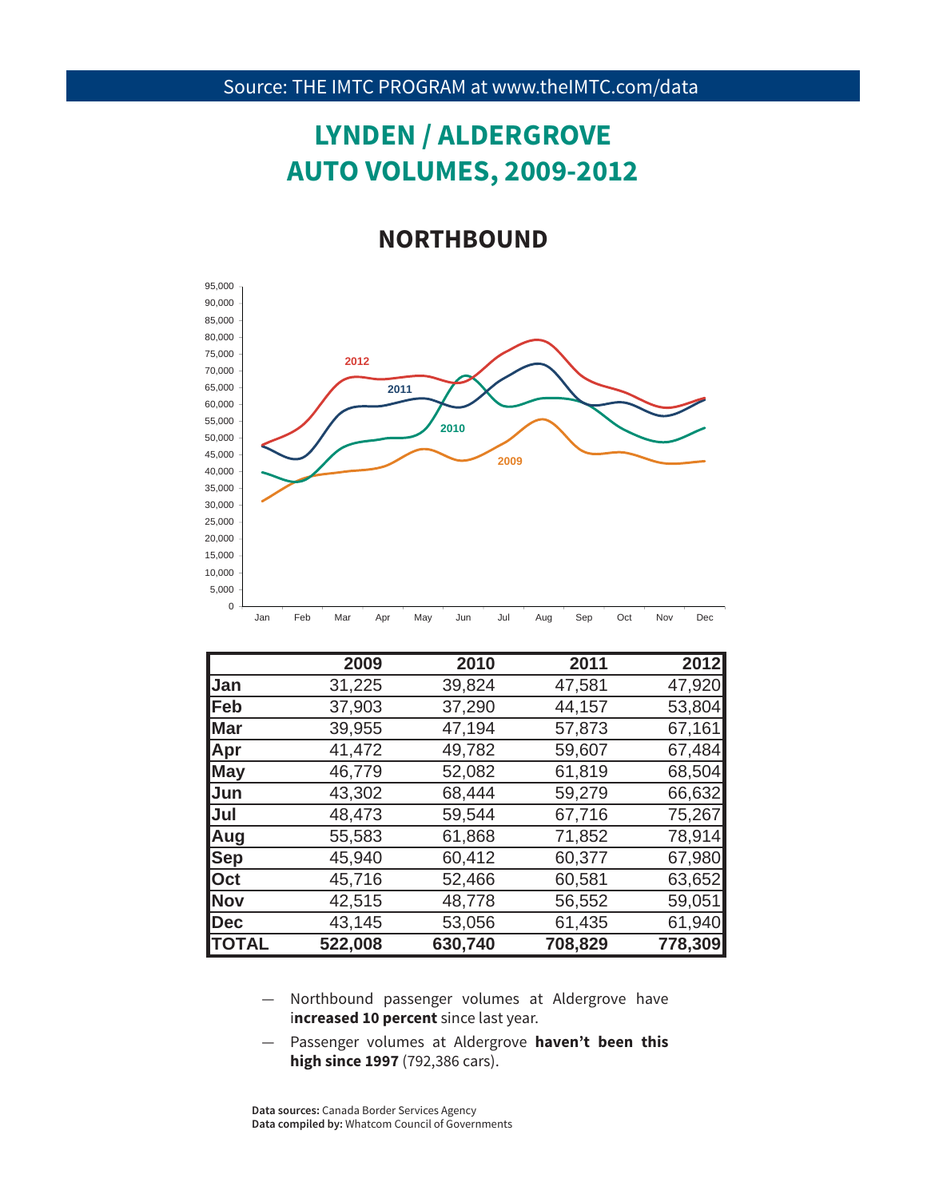Source: THE IMTC PROGRAM at www.theIMTC.com/data

# LYNDEN / ALDERGROVE AUTO VOLUMES, 2009-2012

## NORTHBOUND

|  | 2009 | 2010 | 2011 | 2012 |
|---|---|---|---|---|
| Jan | 31,225 | 39,824 | 47,581 | 47,920 |
| Feb | 37,903 | 37,290 | 44,157 | 53,804 |
| Mar | 39,955 | 47,194 | 57,873 | 67,161 |
| Apr | 41,472 | 49,782 | 59,607 | 67,484 |
| May | 46,779 | 52,082 | 61,819 | 68,504 |
| Jun | 43,302 | 68,444 | 59,279 | 66,632 |
| Jul | 48,473 | 59,544 | 67,716 | 75,267 |
| Aug | 55,583 | 61,868 | 71,852 | 78,914 |
| Sep | 45,940 | 60,412 | 60,377 | 67,980 |
| Oct | 45,716 | 52,466 | 60,581 | 63,652 |
| Nov | 42,515 | 48,778 | 56,552 | 59,051 |
| Dec | 43,145 | 53,056 | 61,435 | 61,940 |
| **TOTAL** | **522,008** | **630,740** | **708,829** | **778,309** |

— Northbound passenger volumes at Aldergrove have i**ncreased 10 percent** since last year.

— Passenger volumes at Aldergrove **haven't been this high since 1997** (792,386 cars).

**Data sources:** Canada Border Services Agency
**Data compiled by:** Whatcom Council of Governments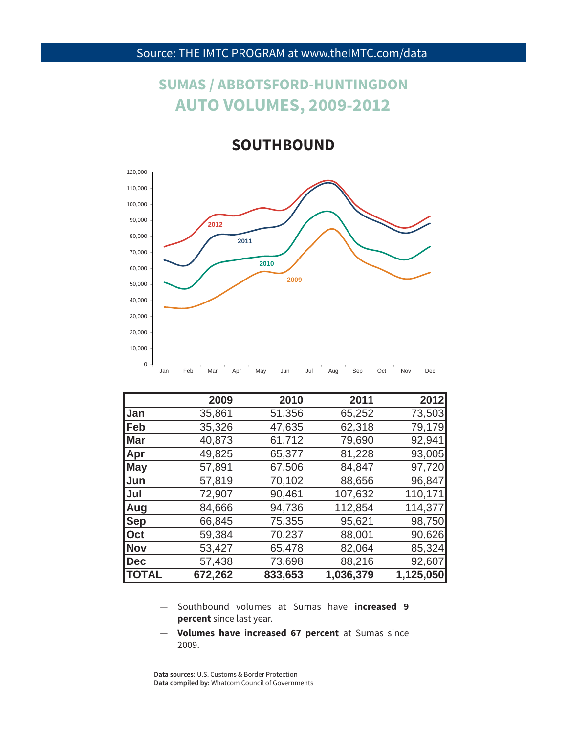Source: THE IMTC PROGRAM at www.theIMTC.com/data

# SUMAS / ABBOTSFORD-HUNTINGDON AUTO VOLUMES, 2009-2012

## SOUTHBOUND

| | 2009 | 2010 | 2011 | 2012 |
|---|---|---|---|---|
| Jan | 35,861 | 51,356 | 65,252 | 73,503 |
| Feb | 35,326 | 47,635 | 62,318 | 79,179 |
| Mar | 40,873 | 61,712 | 79,690 | 92,941 |
| Apr | 49,825 | 65,377 | 81,228 | 93,005 |
| May | 57,891 | 67,506 | 84,847 | 97,720 |
| Jun | 57,819 | 70,102 | 88,656 | 96,847 |
| Jul | 72,907 | 90,461 | 107,632 | 110,171 |
| Aug | 84,666 | 94,736 | 112,854 | 114,377 |
| Sep | 66,845 | 75,355 | 95,621 | 98,750 |
| Oct | 59,384 | 70,237 | 88,001 | 90,626 |
| Nov | 53,427 | 65,478 | 82,064 | 85,324 |
| Dec | 57,438 | 73,698 | 88,216 | 92,607 |
| **TOTAL** | **672,262** | **833,653** | **1,036,379** | **1,125,050** |

— Southbound volumes at Sumas have **increased 9 percent** since last year.

— **Volumes have increased 67 percent** at Sumas since 2009.

**Data sources:** U.S. Customs & Border Protection
**Data compiled by:** Whatcom Council of Governments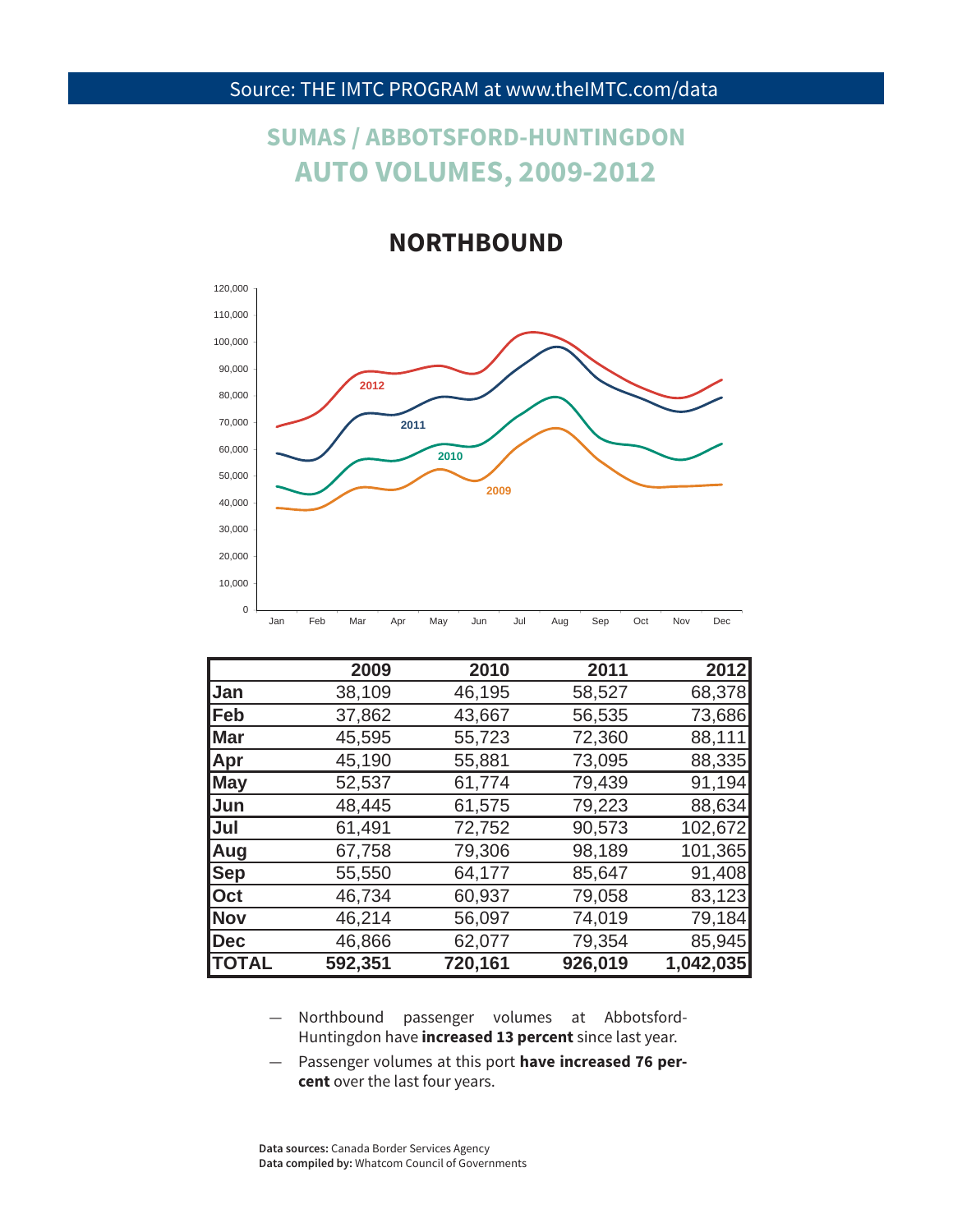Source: THE IMTC PROGRAM at www.theIMTC.com/data

# SUMAS / ABBOTSFORD-HUNTINGDON AUTO VOLUMES, 2009-2012

## NORTHBOUND

| | 2009 | 2010 | 2011 | 2012 |
|---|---|---|---|---|
| Jan | 38,109 | 46,195 | 58,527 | 68,378 |
| Feb | 37,862 | 43,667 | 56,535 | 73,686 |
| Mar | 45,595 | 55,723 | 72,360 | 88,111 |
| Apr | 45,190 | 55,881 | 73,095 | 88,335 |
| May | 52,537 | 61,774 | 79,439 | 91,194 |
| Jun | 48,445 | 61,575 | 79,223 | 88,634 |
| Jul | 61,491 | 72,752 | 90,573 | 102,672 |
| Aug | 67,758 | 79,306 | 98,189 | 101,365 |
| Sep | 55,550 | 64,177 | 85,647 | 91,408 |
| Oct | 46,734 | 60,937 | 79,058 | 83,123 |
| Nov | 46,214 | 56,097 | 74,019 | 79,184 |
| Dec | 46,866 | 62,077 | 79,354 | 85,945 |
| **TOTAL** | **592,351** | **720,161** | **926,019** | **1,042,035** |

- Northbound passenger volumes at Abbotsford-Huntingdon have **increased 13 percent** since last year.
- Passenger volumes at this port **have increased 76 percent** over the last four years.

**Data sources:** Canada Border Services Agency
**Data compiled by:** Whatcom Council of Governments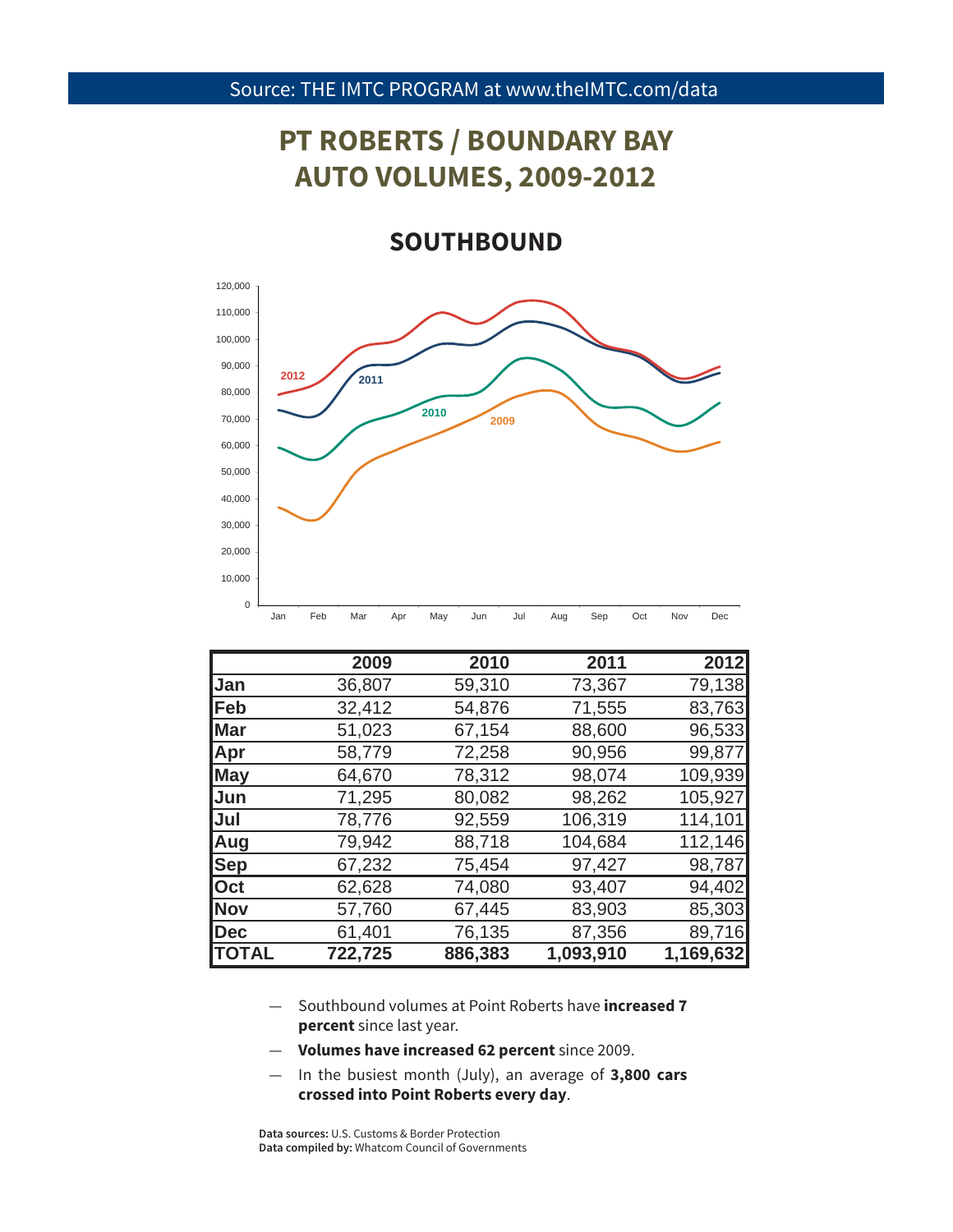Source: THE IMTC PROGRAM at www.theIMTC.com/data

# PT ROBERTS / BOUNDARY BAY AUTO VOLUMES, 2009-2012

## SOUTHBOUND

| | 2009 | 2010 | 2011 | 2012 |
|---|---|---|---|---|
| **Jan** | 36,807 | 59,310 | 73,367 | 79,138 |
| **Feb** | 32,412 | 54,876 | 71,555 | 83,763 |
| **Mar** | 51,023 | 67,154 | 88,600 | 96,533 |
| **Apr** | 58,779 | 72,258 | 90,956 | 99,877 |
| **May** | 64,670 | 78,312 | 98,074 | 109,939 |
| **Jun** | 71,295 | 80,082 | 98,262 | 105,927 |
| **Jul** | 78,776 | 92,559 | 106,319 | 114,101 |
| **Aug** | 79,942 | 88,718 | 104,684 | 112,146 |
| **Sep** | 67,232 | 75,454 | 97,427 | 98,787 |
| **Oct** | 62,628 | 74,080 | 93,407 | 94,402 |
| **Nov** | 57,760 | 67,445 | 83,903 | 85,303 |
| **Dec** | 61,401 | 76,135 | 87,356 | 89,716 |
| **TOTAL** | **722,725** | **886,383** | **1,093,910** | **1,169,632** |

- Southbound volumes at Point Roberts have **increased 7 percent** since last year.
- **Volumes have increased 62 percent** since 2009.
- In the busiest month (July), an average of **3,800 cars crossed into Point Roberts every day**.

**Data sources:** U.S. Customs & Border Protection
**Data compiled by:** Whatcom Council of Governments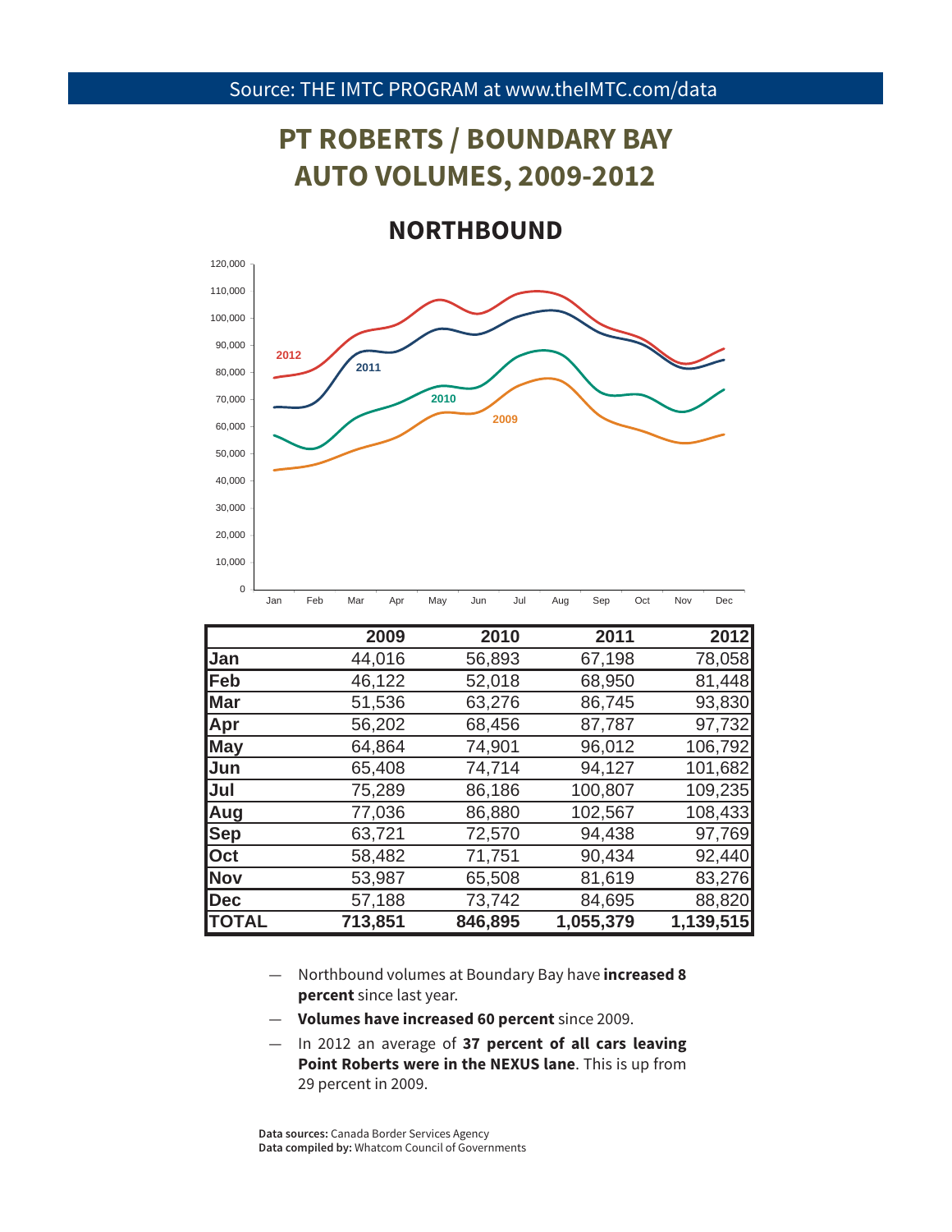Source: THE IMTC PROGRAM at www.theIMTC.com/data

# PT ROBERTS / BOUNDARY BAY AUTO VOLUMES, 2009-2012

## NORTHBOUND

120,000
110,000
100,000
90,000
80,000
70,000
60,000
50,000
40,000
30,000
20,000
10,000
0

Jan Feb Mar Apr May Jun Jul Aug Sep Oct Nov Dec

2012
2011
2010
2009

| | 2009 | 2010 | 2011 | 2012 |
|---|---|---|---|---|
| Jan | 44,016 | 56,893 | 67,198 | 78,058 |
| Feb | 46,122 | 52,018 | 68,950 | 81,448 |
| Mar | 51,536 | 63,276 | 86,745 | 93,830 |
| Apr | 56,202 | 68,456 | 87,787 | 97,732 |
| May | 64,864 | 74,901 | 96,012 | 106,792 |
| Jun | 65,408 | 74,714 | 94,127 | 101,682 |
| Jul | 75,289 | 86,186 | 100,807 | 109,235 |
| Aug | 77,036 | 86,880 | 102,567 | 108,433 |
| Sep | 63,721 | 72,570 | 94,438 | 97,769 |
| Oct | 58,482 | 71,751 | 90,434 | 92,440 |
| Nov | 53,987 | 65,508 | 81,619 | 83,276 |
| Dec | 57,188 | 73,742 | 84,695 | 88,820 |
| **TOTAL** | **713,851** | **846,895** | **1,055,379** | **1,139,515** |

- Northbound volumes at Boundary Bay have **increased 8 percent** since last year.
- **Volumes have increased 60 percent** since 2009.
- In 2012 an average of **37 percent of all cars leaving Point Roberts were in the NEXUS lane**. This is up from 29 percent in 2009.

**Data sources:** Canada Border Services Agency
**Data compiled by:** Whatcom Council of Governments